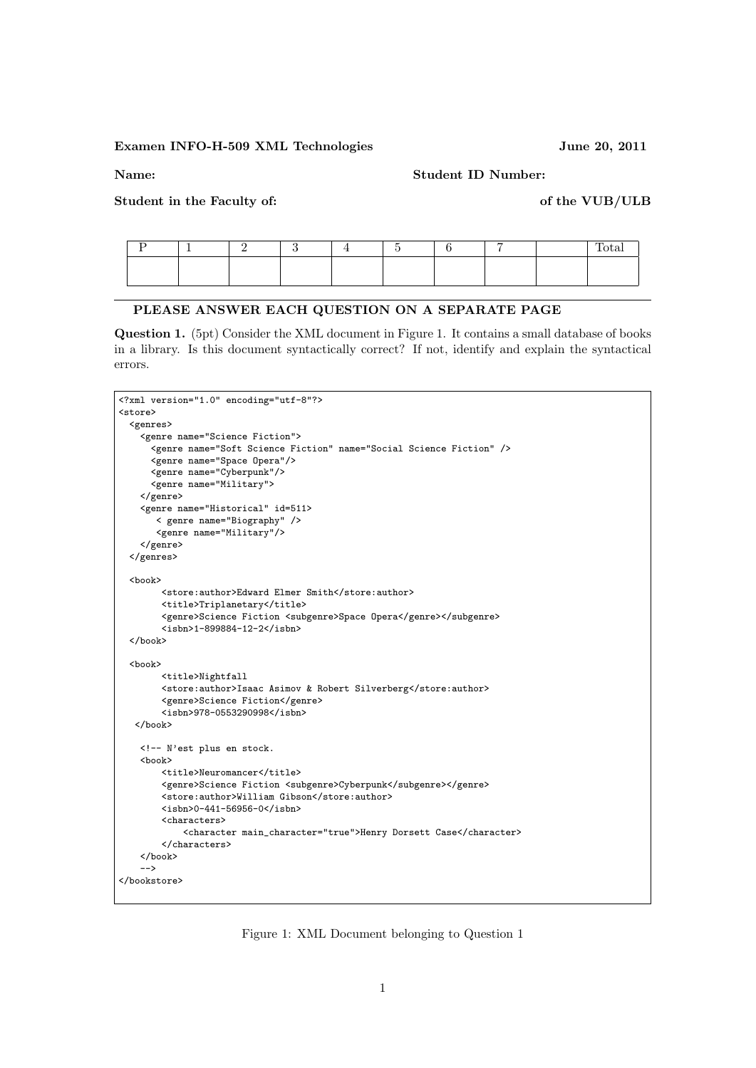**Examen INFO-H-509 XML Technologies** **June 20, 2011**

**Name:** **Student ID Number:**

**Student in the Faculty of:** **of the VUB/ULB**

| P | 1 | 2 | 3 | 4 | 5 | 6 | 7 | | Total |
|---|---|---|---|---|---|---|---|---|---|
| | | | | | | | | | |

---

**PLEASE ANSWER EACH QUESTION ON A SEPARATE PAGE**

**Question 1.** (5pt) Consider the XML document in Figure 1. It contains a small database of books in a library. Is this document syntactically correct? If not, identify and explain the syntactical errors.

```
<?xml version="1.0" encoding="utf-8"?>
<store>
  <genres>
    <genre name="Science Fiction">
      <genre name="Soft Science Fiction" name="Social Science Fiction" />
      <genre name="Space Opera"/>
      <genre name="Cyberpunk"/>
      <genre name="Military">
    </genre>
    <genre name="Historical" id=511>
       < genre name="Biography" />
       <genre name="Military"/>
    </genre>
  </genres>

  <book>
        <store:author>Edward Elmer Smith</store:author>
        <title>Triplanetary</title>
        <genre>Science Fiction <subgenre>Space Opera</genre></subgenre>
        <isbn>1-899884-12-2</isbn>
  </book>

  <book>
        <title>Nightfall
        <store:author>Isaac Asimov & Robert Silverberg</store:author>
        <genre>Science Fiction</genre>
        <isbn>978-0553290998</isbn>
   </book>

    <!-- N'est plus en stock.
    <book>
        <title>Neuromancer</title>
        <genre>Science Fiction <subgenre>Cyberpunk</subgenre></genre>
        <store:author>William Gibson</store:author>
        <isbn>0-441-56956-0</isbn>
        <characters>
            <character main_character="true">Henry Dorsett Case</character>
        </characters>
    </book>
    -->
</bookstore>
```

Figure 1: XML Document belonging to Question 1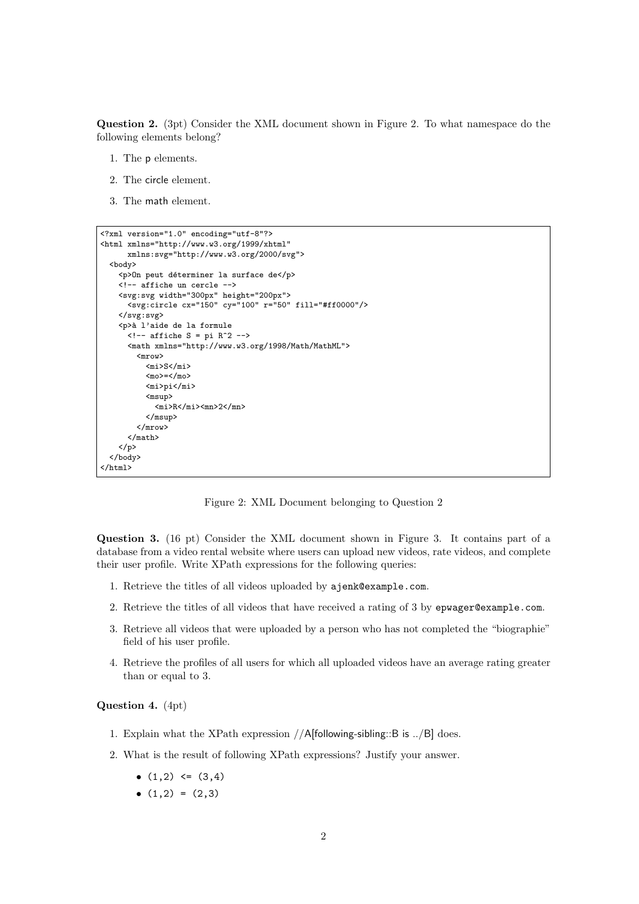**Question 2.** (3pt) Consider the XML document shown in Figure 2. To what namespace do the following elements belong?

1. The p elements.
2. The circle element.
3. The math element.

```
<?xml version="1.0" encoding="utf-8"?>
<html xmlns="http://www.w3.org/1999/xhtml"
      xmlns:svg="http://www.w3.org/2000/svg">
  <body>
    <p>On peut déterminer la surface de</p>
    <!-- affiche un cercle -->
    <svg:svg width="300px" height="200px">
      <svg:circle cx="150" cy="100" r="50" fill="#ff0000"/>
    </svg:svg>
    <p>à l'aide de la formule
      <!-- affiche S = pi R^2 -->
      <math xmlns="http://www.w3.org/1998/Math/MathML">
        <mrow>
          <mi>S</mi>
          <mo>=</mo>
          <mi>pi</mi>
          <msup>
            <mi>R</mi><mn>2</mn>
          </msup>
        </mrow>
      </math>
    </p>
  </body>
</html>
```

Figure 2: XML Document belonging to Question 2

**Question 3.** (16 pt) Consider the XML document shown in Figure 3. It contains part of a database from a video rental website where users can upload new videos, rate videos, and complete their user profile. Write XPath expressions for the following queries:

1. Retrieve the titles of all videos uploaded by `ajenk@example.com`.
2. Retrieve the titles of all videos that have received a rating of 3 by `epwager@example.com`.
3. Retrieve all videos that were uploaded by a person who has not completed the "biographie" field of his user profile.
4. Retrieve the profiles of all users for which all uploaded videos have an average rating greater than or equal to 3.

**Question 4.** (4pt)

1. Explain what the XPath expression //A[following-sibling::B is ../B] does.
2. What is the result of following XPath expressions? Justify your answer.
   - `(1,2) <= (3,4)`
   - `(1,2) = (2,3)`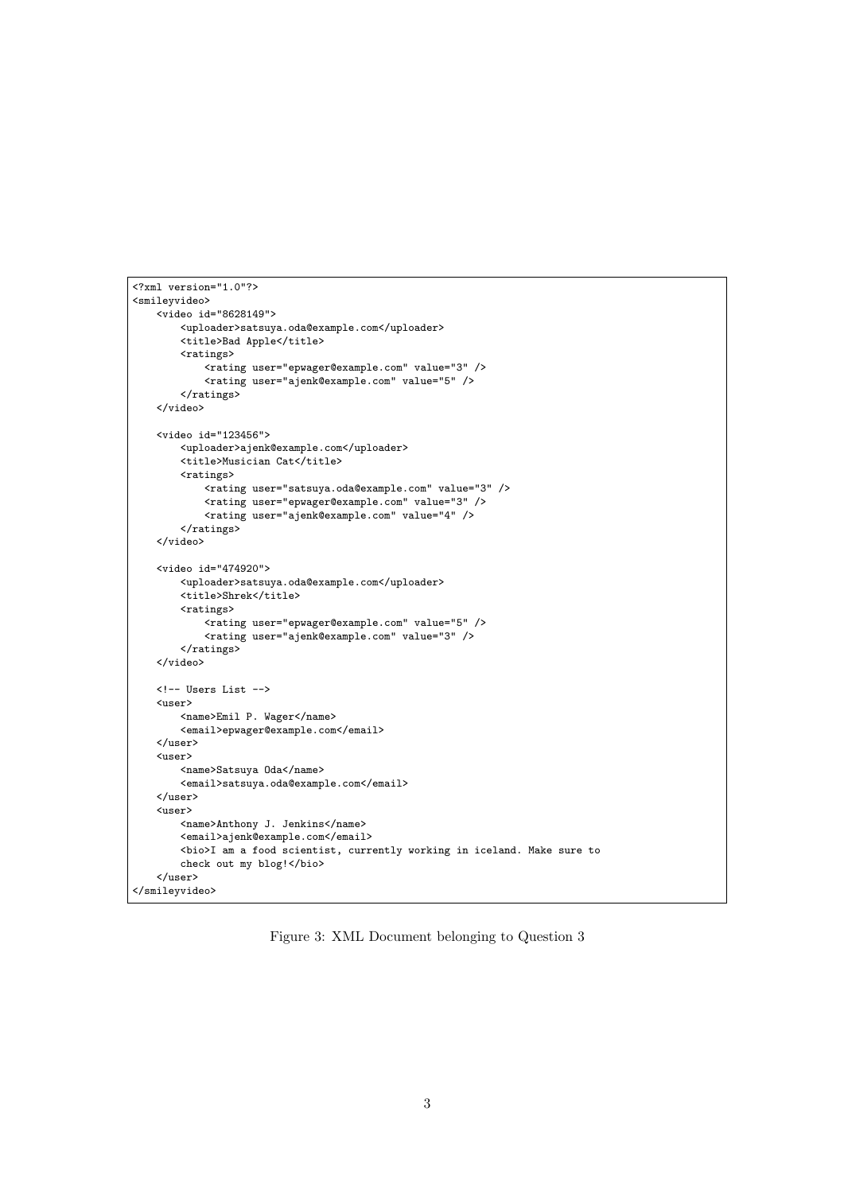```xml
<?xml version="1.0"?>
<smileyvideo>
    <video id="8628149">
        <uploader>satsuya.oda@example.com</uploader>
        <title>Bad Apple</title>
        <ratings>
            <rating user="epwager@example.com" value="3" />
            <rating user="ajenk@example.com" value="5" />
        </ratings>
    </video>

    <video id="123456">
        <uploader>ajenk@example.com</uploader>
        <title>Musician Cat</title>
        <ratings>
            <rating user="satsuya.oda@example.com" value="3" />
            <rating user="epwager@example.com" value="3" />
            <rating user="ajenk@example.com" value="4" />
        </ratings>
    </video>

    <video id="474920">
        <uploader>satsuya.oda@example.com</uploader>
        <title>Shrek</title>
        <ratings>
            <rating user="epwager@example.com" value="5" />
            <rating user="ajenk@example.com" value="3" />
        </ratings>
    </video>

    <!-- Users List -->
    <user>
        <name>Emil P. Wager</name>
        <email>epwager@example.com</email>
    </user>
    <user>
        <name>Satsuya Oda</name>
        <email>satsuya.oda@example.com</email>
    </user>
    <user>
        <name>Anthony J. Jenkins</name>
        <email>ajenk@example.com</email>
        <bio>I am a food scientist, currently working in iceland. Make sure to
        check out my blog!</bio>
    </user>
</smileyvideo>
```

Figure 3: XML Document belonging to Question 3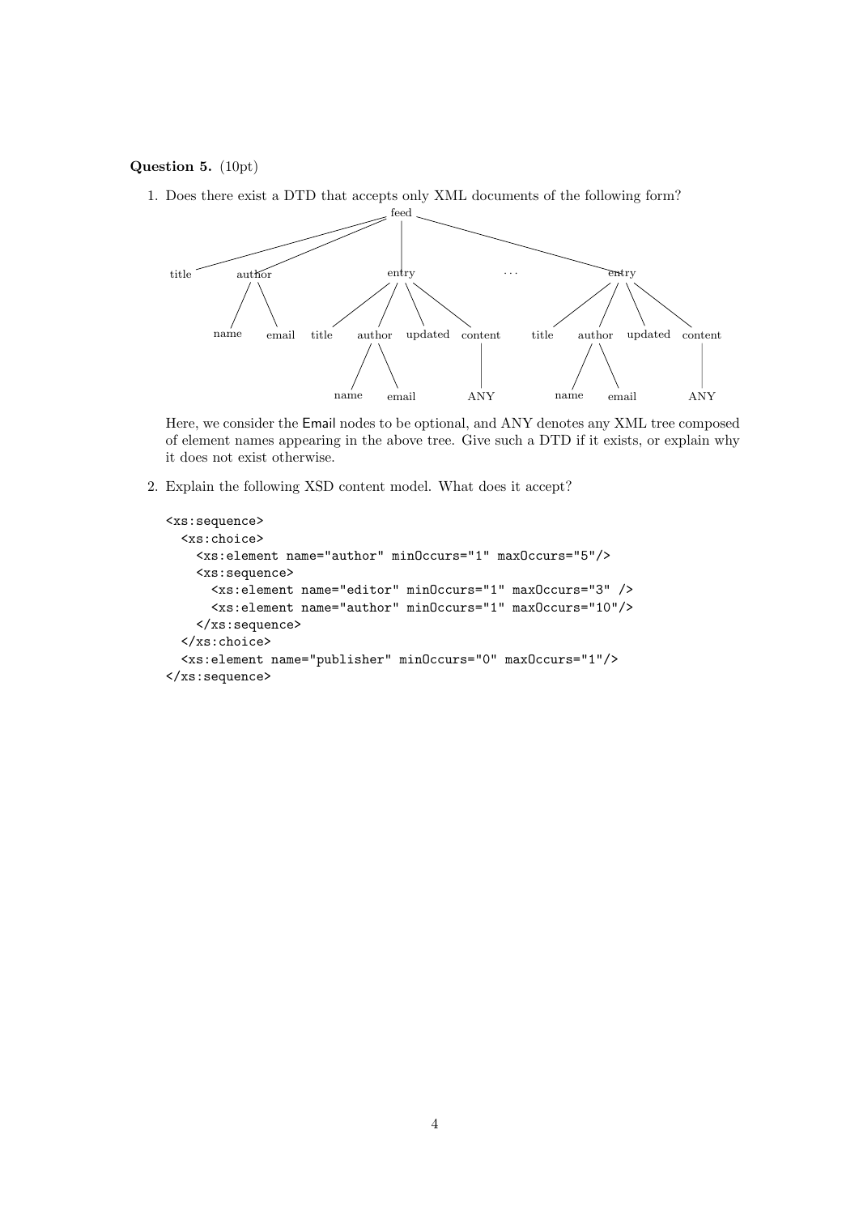**Question 5.** (10pt)

1. Does there exist a DTD that accepts only XML documents of the following form?

```
feed
├── title
├── author
│   ├── name
│   └── email
├── entry
│   ├── title
│   ├── author
│   │   ├── name
│   │   └── email
│   ├── updated
│   └── content
│       └── ANY
├── . . .
└── entry
    ├── title
    ├── author
    │   ├── name
    │   └── email
    ├── updated
    └── content
        └── ANY
```

   Here, we consider the Email nodes to be optional, and ANY denotes any XML tree composed of element names appearing in the above tree. Give such a DTD if it exists, or explain why it does not exist otherwise.

2. Explain the following XSD content model. What does it accept?

```
<xs:sequence>
  <xs:choice>
    <xs:element name="author" minOccurs="1" maxOccurs="5"/>
    <xs:sequence>
      <xs:element name="editor" minOccurs="1" maxOccurs="3" />
      <xs:element name="author" minOccurs="1" maxOccurs="10"/>
    </xs:sequence>
  </xs:choice>
  <xs:element name="publisher" minOccurs="0" maxOccurs="1"/>
</xs:sequence>
```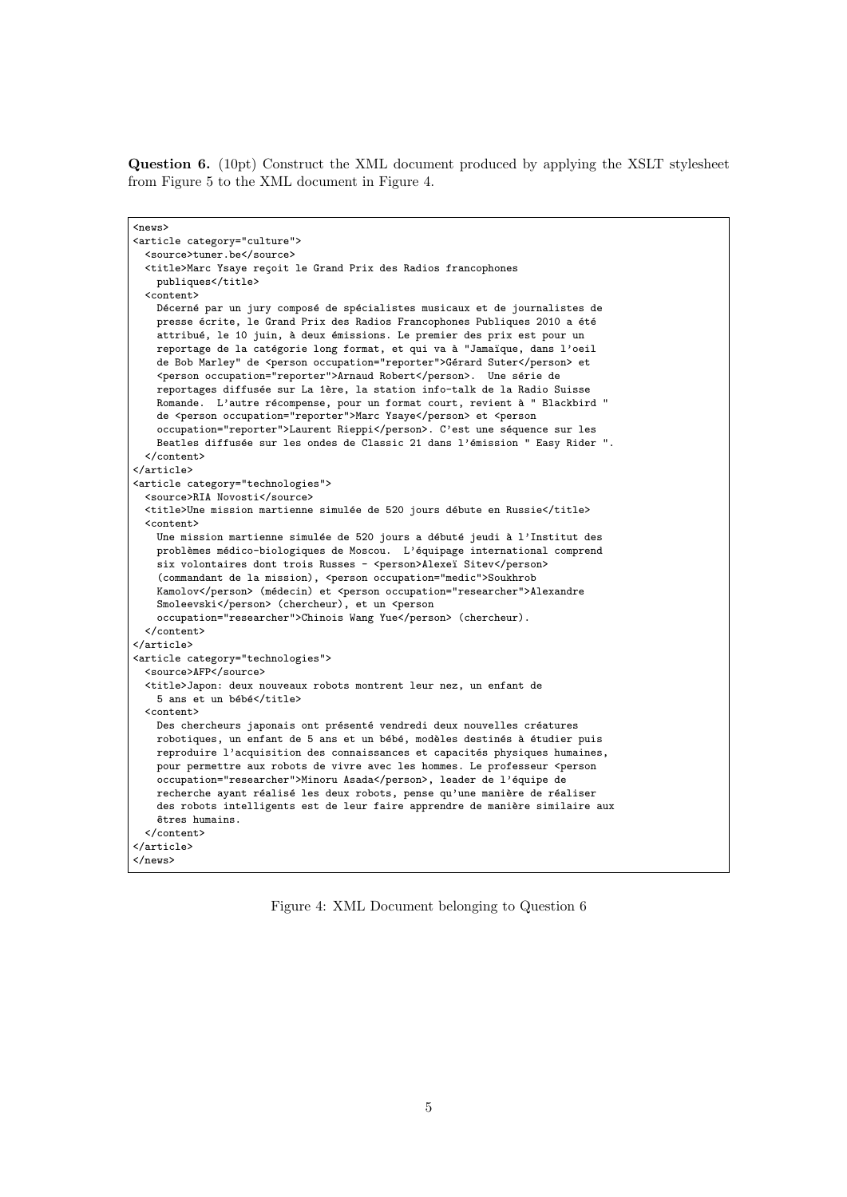**Question 6.** (10pt) Construct the XML document produced by applying the XSLT stylesheet from Figure 5 to the XML document in Figure 4.

```
<news>
<article category="culture">
  <source>tuner.be</source>
  <title>Marc Ysaye reçoit le Grand Prix des Radios francophones
    publiques</title>
  <content>
    Décerné par un jury composé de spécialistes musicaux et de journalistes de
    presse écrite, le Grand Prix des Radios Francophones Publiques 2010 a été
    attribué, le 10 juin, à deux émissions. Le premier des prix est pour un
    reportage de la catégorie long format, et qui va à "Jamaïque, dans l'oeil
    de Bob Marley" de <person occupation="reporter">Gérard Suter</person> et
    <person occupation="reporter">Arnaud Robert</person>.  Une série de
    reportages diffusée sur La 1ère, la station info-talk de la Radio Suisse
    Romande.  L'autre récompense, pour un format court, revient à " Blackbird "
    de <person occupation="reporter">Marc Ysaye</person> et <person
    occupation="reporter">Laurent Rieppi</person>. C'est une séquence sur les
    Beatles diffusée sur les ondes de Classic 21 dans l'émission " Easy Rider ".
  </content>
</article>
<article category="technologies">
  <source>RIA Novosti</source>
  <title>Une mission martienne simulée de 520 jours débute en Russie</title>
  <content>
    Une mission martienne simulée de 520 jours a débuté jeudi à l'Institut des
    problèmes médico-biologiques de Moscou.  L'équipage international comprend
    six volontaires dont trois Russes - <person>Alexeï Sitev</person>
    (commandant de la mission), <person occupation="medic">Soukhrob
    Kamolov</person> (médecin) et <person occupation="researcher">Alexandre
    Smoleevski</person> (chercheur), et un <person
    occupation="researcher">Chinois Wang Yue</person> (chercheur).
  </content>
</article>
<article category="technologies">
  <source>AFP</source>
  <title>Japon: deux nouveaux robots montrent leur nez, un enfant de
    5 ans et un bébé</title>
  <content>
    Des chercheurs japonais ont présenté vendredi deux nouvelles créatures
    robotiques, un enfant de 5 ans et un bébé, modèles destinés à étudier puis
    reproduire l'acquisition des connaissances et capacités physiques humaines,
    pour permettre aux robots de vivre avec les hommes. Le professeur <person
    occupation="researcher">Minoru Asada</person>, leader de l'équipe de
    recherche ayant réalisé les deux robots, pense qu'une manière de réaliser
    des robots intelligents est de leur faire apprendre de manière similaire aux
    êtres humains.
  </content>
</article>
</news>
```

Figure 4: XML Document belonging to Question 6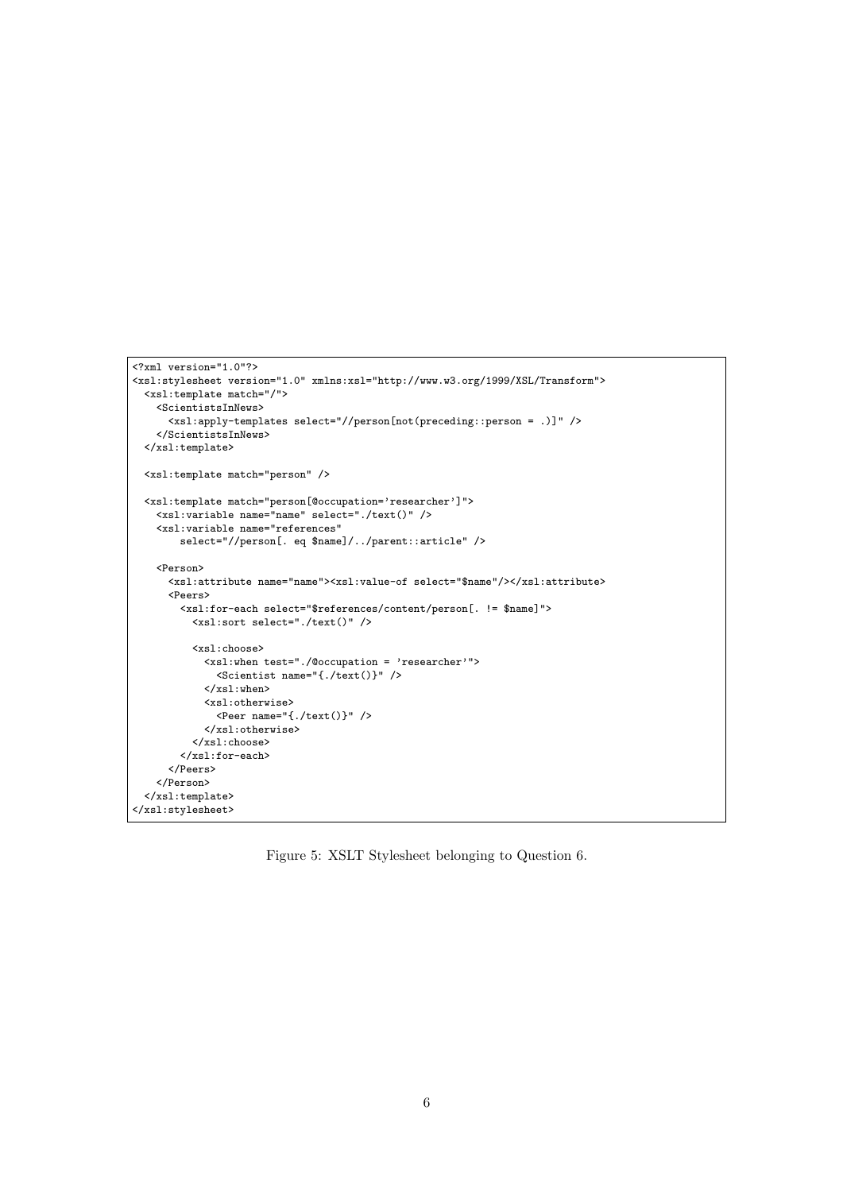```xml
<?xml version="1.0"?>
<xsl:stylesheet version="1.0" xmlns:xsl="http://www.w3.org/1999/XSL/Transform">
  <xsl:template match="/">
    <ScientistsInNews>
      <xsl:apply-templates select="//person[not(preceding::person = .)]" />
    </ScientistsInNews>
  </xsl:template>

  <xsl:template match="person" />

  <xsl:template match="person[@occupation='researcher']">
    <xsl:variable name="name" select="./text()" />
    <xsl:variable name="references"
        select="//person[. eq $name]/../parent::article" />

    <Person>
      <xsl:attribute name="name"><xsl:value-of select="$name"/></xsl:attribute>
      <Peers>
        <xsl:for-each select="$references/content/person[. != $name]">
          <xsl:sort select="./text()" />

          <xsl:choose>
            <xsl:when test="./@occupation = 'researcher'">
              <Scientist name="{./text()}" />
            </xsl:when>
            <xsl:otherwise>
              <Peer name="{./text()}" />
            </xsl:otherwise>
          </xsl:choose>
        </xsl:for-each>
      </Peers>
    </Person>
  </xsl:template>
</xsl:stylesheet>
```

Figure 5: XSLT Stylesheet belonging to Question 6.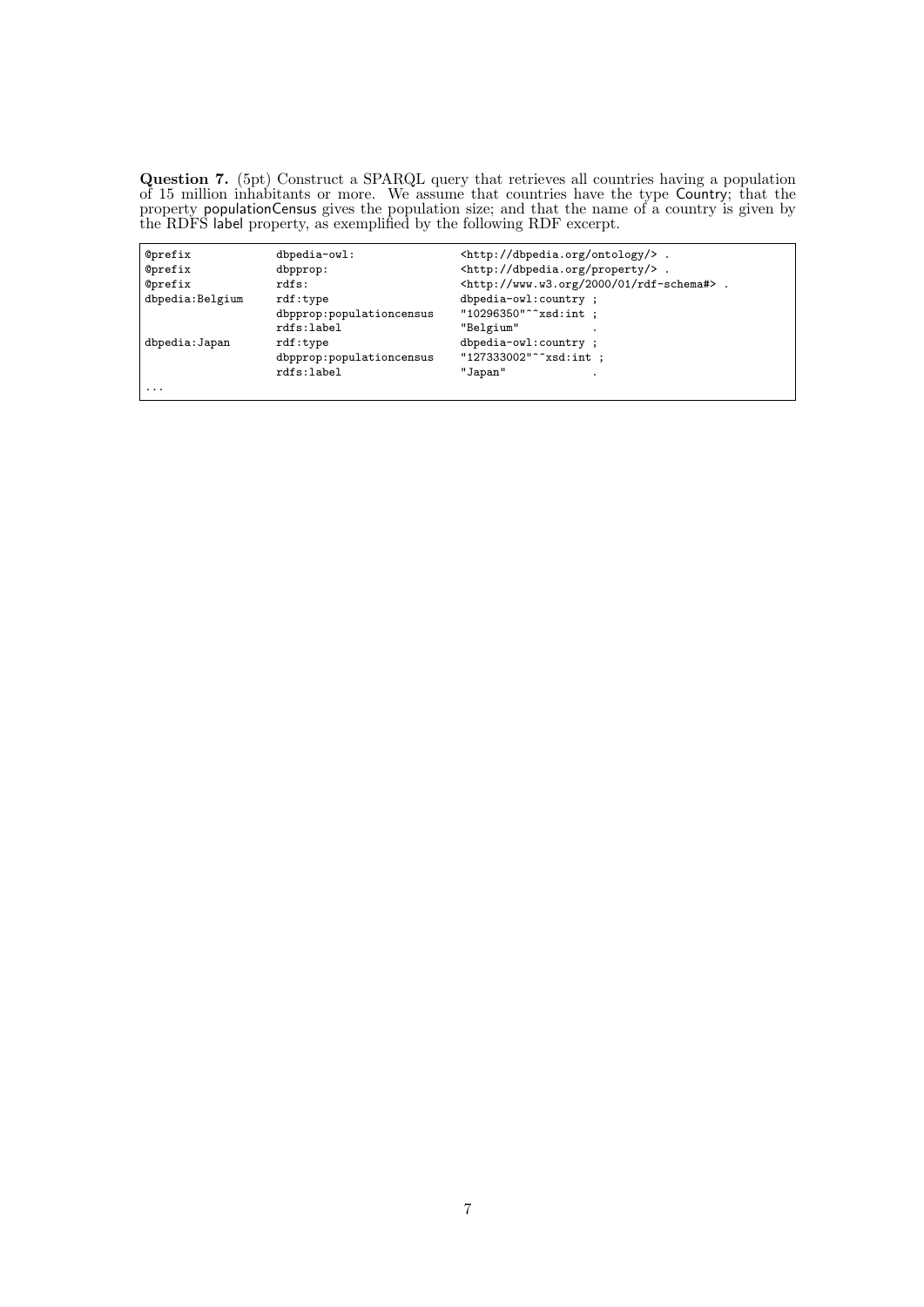**Question 7.** (5pt) Construct a SPARQL query that retrieves all countries having a population of 15 million inhabitants or more. We assume that countries have the type Country; that the property populationCensus gives the population size; and that the name of a country is given by the RDFS label property, as exemplified by the following RDF excerpt.

```
@prefix          dbpedia-owl:              <http://dbpedia.org/ontology/> .
@prefix          dbpprop:                  <http://dbpedia.org/property/> .
@prefix          rdfs:                     <http://www.w3.org/2000/01/rdf-schema#> .
dbpedia:Belgium  rdf:type                  dbpedia-owl:country ;
                 dbpprop:populationcensus  "10296350"^^xsd:int ;
                 rdfs:label                "Belgium"           .
dbpedia:Japan    rdf:type                  dbpedia-owl:country ;
                 dbpprop:populationcensus  "127333002"^^xsd:int ;
                 rdfs:label                "Japan"             .
...
```